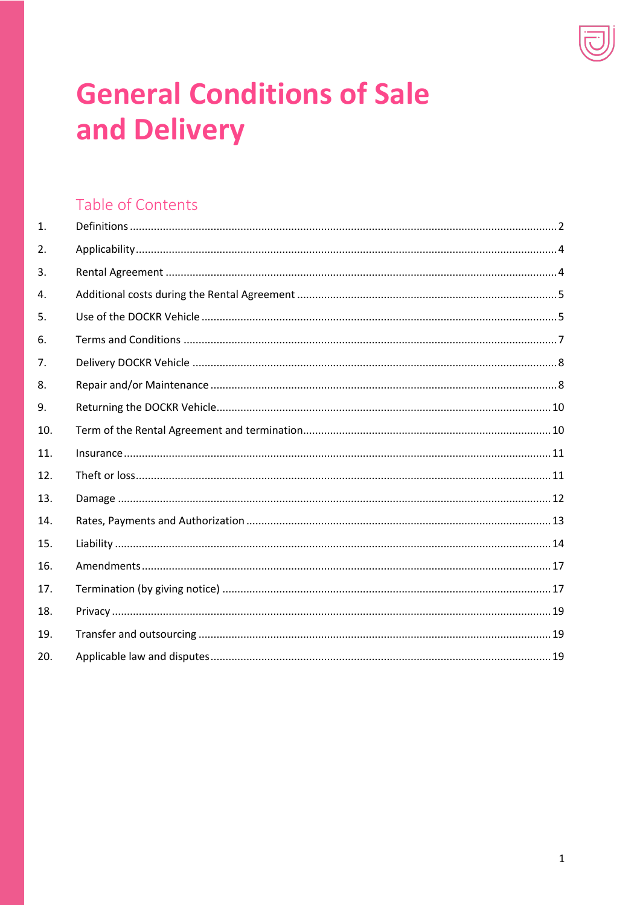# General Conditions of Sale and Delivery

## Table of Contents

1. Definitions ........ 2
2. Applicability ........ 4
3. Rental Agreement ........ 4
4. Additional costs during the Rental Agreement ........ 5
5. Use of the DOCKR Vehicle ........ 5
6. Terms and Conditions ........ 7
7. Delivery DOCKR Vehicle ........ 8
8. Repair and/or Maintenance ........ 8
9. Returning the DOCKR Vehicle ........ 10
10. Term of the Rental Agreement and termination ........ 10
11. Insurance ........ 11
12. Theft or loss ........ 11
13. Damage ........ 12
14. Rates, Payments and Authorization ........ 13
15. Liability ........ 14
16. Amendments ........ 17
17. Termination (by giving notice) ........ 17
18. Privacy ........ 19
19. Transfer and outsourcing ........ 19
20. Applicable law and disputes ........ 19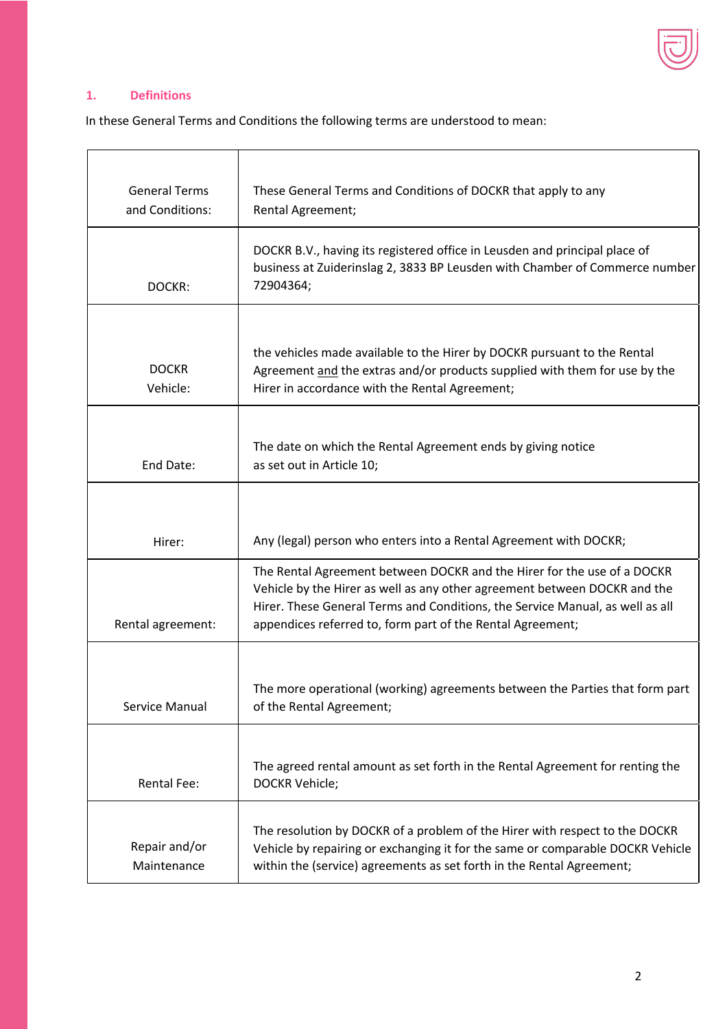## 1. Definitions

In these General Terms and Conditions the following terms are understood to mean:

| | |
|---|---|
| General Terms and Conditions: | These General Terms and Conditions of DOCKR that apply to any Rental Agreement; |
| DOCKR: | DOCKR B.V., having its registered office in Leusden and principal place of business at Zuiderinslag 2, 3833 BP Leusden with Chamber of Commerce number 72904364; |
| DOCKR Vehicle: | the vehicles made available to the Hirer by DOCKR pursuant to the Rental Agreement and the extras and/or products supplied with them for use by the Hirer in accordance with the Rental Agreement; |
| End Date: | The date on which the Rental Agreement ends by giving notice as set out in Article 10; |
| Hirer: | Any (legal) person who enters into a Rental Agreement with DOCKR; |
| Rental agreement: | The Rental Agreement between DOCKR and the Hirer for the use of a DOCKR Vehicle by the Hirer as well as any other agreement between DOCKR and the Hirer. These General Terms and Conditions, the Service Manual, as well as all appendices referred to, form part of the Rental Agreement; |
| Service Manual | The more operational (working) agreements between the Parties that form part of the Rental Agreement; |
| Rental Fee: | The agreed rental amount as set forth in the Rental Agreement for renting the DOCKR Vehicle; |
| Repair and/or Maintenance | The resolution by DOCKR of a problem of the Hirer with respect to the DOCKR Vehicle by repairing or exchanging it for the same or comparable DOCKR Vehicle within the (service) agreements as set forth in the Rental Agreement; |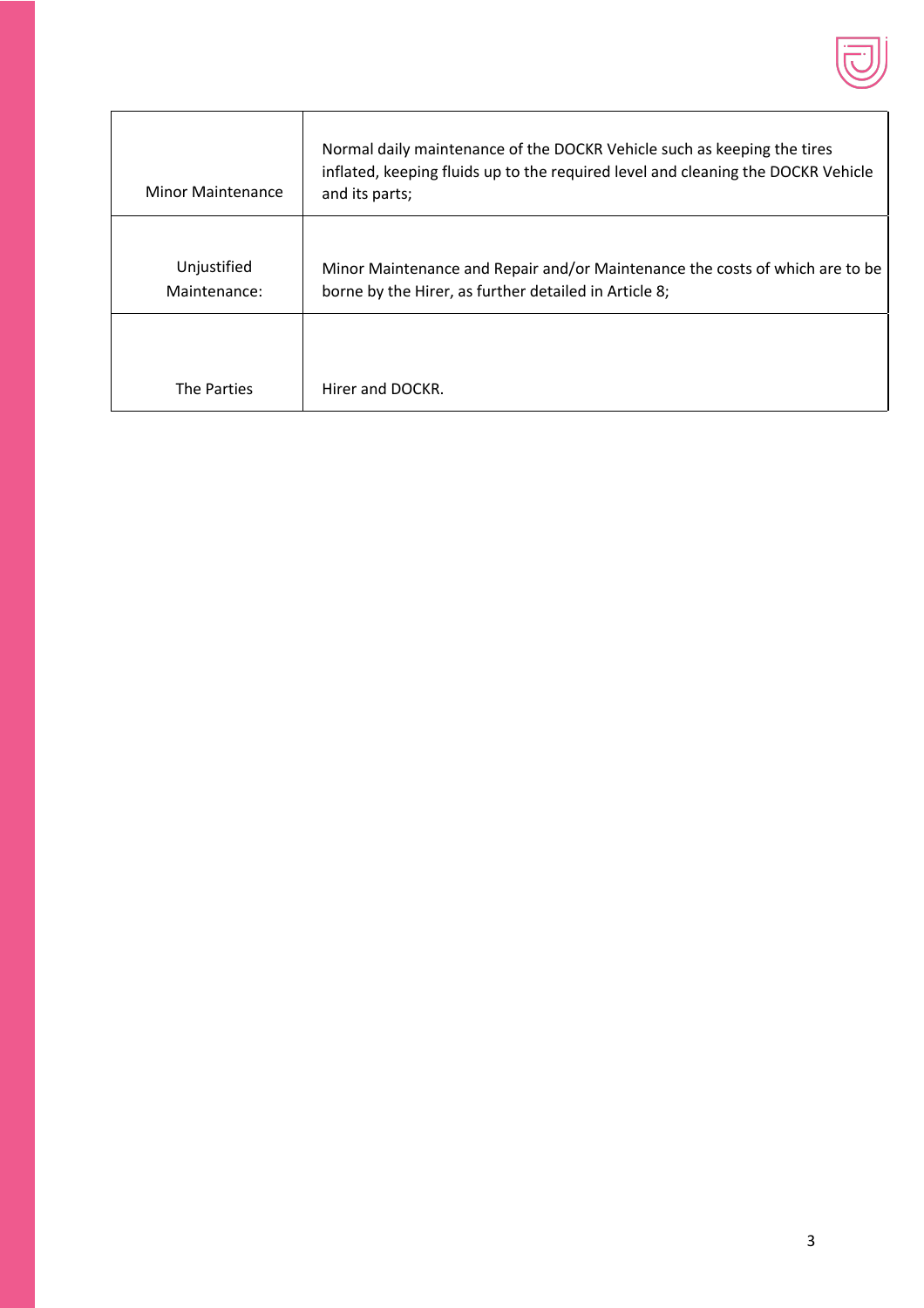| | |
|---|---|
| Minor Maintenance | Normal daily maintenance of the DOCKR Vehicle such as keeping the tires inflated, keeping fluids up to the required level and cleaning the DOCKR Vehicle and its parts; |
| Unjustified Maintenance: | Minor Maintenance and Repair and/or Maintenance the costs of which are to be borne by the Hirer, as further detailed in Article 8; |
| The Parties | Hirer and DOCKR. |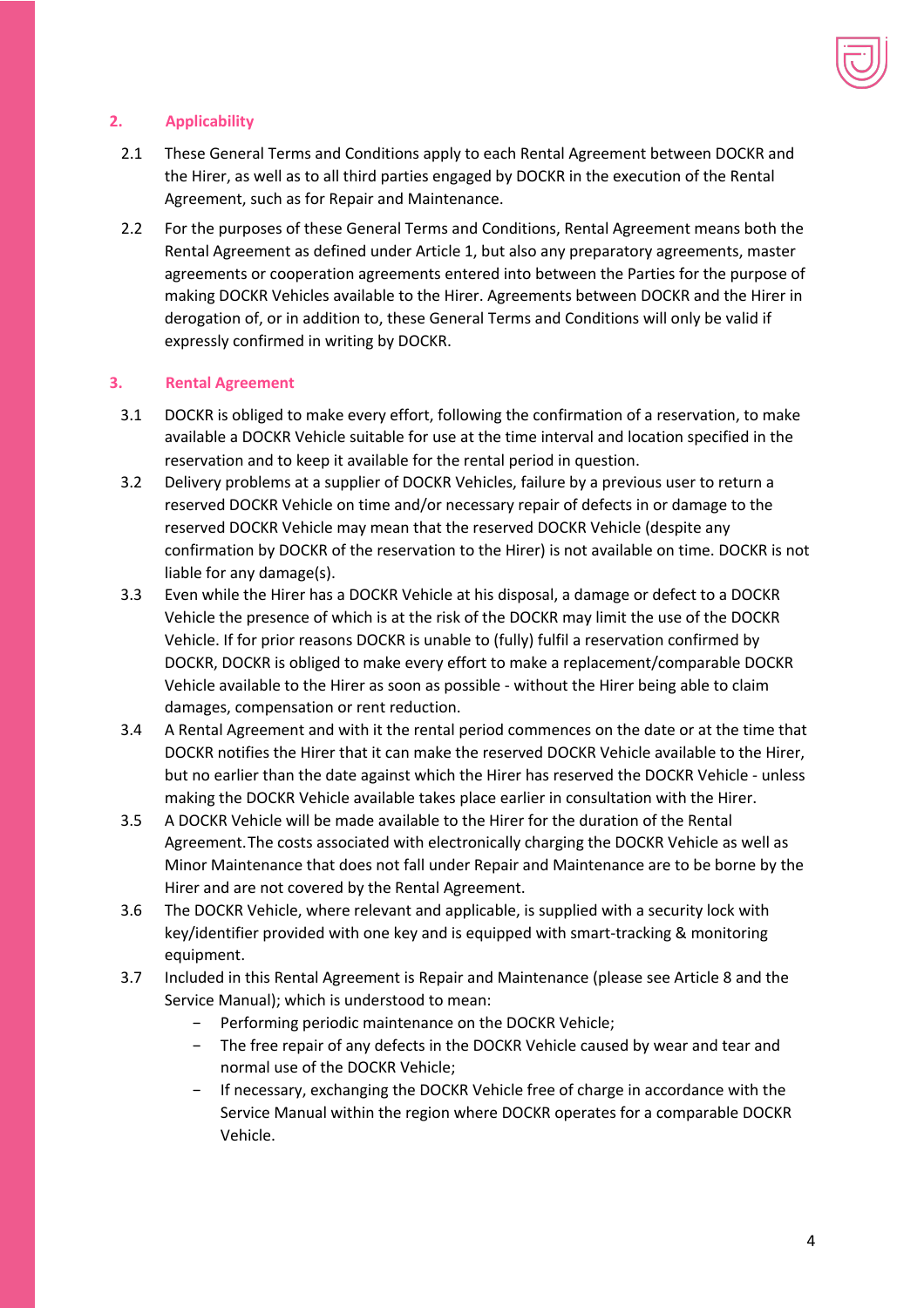## 2. Applicability

2.1 These General Terms and Conditions apply to each Rental Agreement between DOCKR and the Hirer, as well as to all third parties engaged by DOCKR in the execution of the Rental Agreement, such as for Repair and Maintenance.

2.2 For the purposes of these General Terms and Conditions, Rental Agreement means both the Rental Agreement as defined under Article 1, but also any preparatory agreements, master agreements or cooperation agreements entered into between the Parties for the purpose of making DOCKR Vehicles available to the Hirer. Agreements between DOCKR and the Hirer in derogation of, or in addition to, these General Terms and Conditions will only be valid if expressly confirmed in writing by DOCKR.

## 3. Rental Agreement

3.1 DOCKR is obliged to make every effort, following the confirmation of a reservation, to make available a DOCKR Vehicle suitable for use at the time interval and location specified in the reservation and to keep it available for the rental period in question.

3.2 Delivery problems at a supplier of DOCKR Vehicles, failure by a previous user to return a reserved DOCKR Vehicle on time and/or necessary repair of defects in or damage to the reserved DOCKR Vehicle may mean that the reserved DOCKR Vehicle (despite any confirmation by DOCKR of the reservation to the Hirer) is not available on time. DOCKR is not liable for any damage(s).

3.3 Even while the Hirer has a DOCKR Vehicle at his disposal, a damage or defect to a DOCKR Vehicle the presence of which is at the risk of the DOCKR may limit the use of the DOCKR Vehicle. If for prior reasons DOCKR is unable to (fully) fulfil a reservation confirmed by DOCKR, DOCKR is obliged to make every effort to make a replacement/comparable DOCKR Vehicle available to the Hirer as soon as possible - without the Hirer being able to claim damages, compensation or rent reduction.

3.4 A Rental Agreement and with it the rental period commences on the date or at the time that DOCKR notifies the Hirer that it can make the reserved DOCKR Vehicle available to the Hirer, but no earlier than the date against which the Hirer has reserved the DOCKR Vehicle - unless making the DOCKR Vehicle available takes place earlier in consultation with the Hirer.

3.5 A DOCKR Vehicle will be made available to the Hirer for the duration of the Rental Agreement.The costs associated with electronically charging the DOCKR Vehicle as well as Minor Maintenance that does not fall under Repair and Maintenance are to be borne by the Hirer and are not covered by the Rental Agreement.

3.6 The DOCKR Vehicle, where relevant and applicable, is supplied with a security lock with key/identifier provided with one key and is equipped with smart-tracking & monitoring equipment.

3.7 Included in this Rental Agreement is Repair and Maintenance (please see Article 8 and the Service Manual); which is understood to mean:

- Performing periodic maintenance on the DOCKR Vehicle;
- The free repair of any defects in the DOCKR Vehicle caused by wear and tear and normal use of the DOCKR Vehicle;
- If necessary, exchanging the DOCKR Vehicle free of charge in accordance with the Service Manual within the region where DOCKR operates for a comparable DOCKR Vehicle.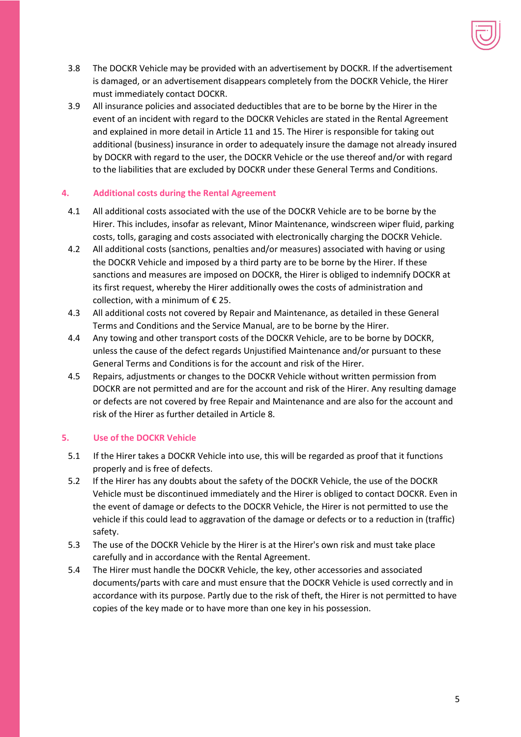3.8 The DOCKR Vehicle may be provided with an advertisement by DOCKR. If the advertisement is damaged, or an advertisement disappears completely from the DOCKR Vehicle, the Hirer must immediately contact DOCKR.

3.9 All insurance policies and associated deductibles that are to be borne by the Hirer in the event of an incident with regard to the DOCKR Vehicles are stated in the Rental Agreement and explained in more detail in Article 11 and 15. The Hirer is responsible for taking out additional (business) insurance in order to adequately insure the damage not already insured by DOCKR with regard to the user, the DOCKR Vehicle or the use thereof and/or with regard to the liabilities that are excluded by DOCKR under these General Terms and Conditions.

## 4. Additional costs during the Rental Agreement

4.1 All additional costs associated with the use of the DOCKR Vehicle are to be borne by the Hirer. This includes, insofar as relevant, Minor Maintenance, windscreen wiper fluid, parking costs, tolls, garaging and costs associated with electronically charging the DOCKR Vehicle.

4.2 All additional costs (sanctions, penalties and/or measures) associated with having or using the DOCKR Vehicle and imposed by a third party are to be borne by the Hirer. If these sanctions and measures are imposed on DOCKR, the Hirer is obliged to indemnify DOCKR at its first request, whereby the Hirer additionally owes the costs of administration and collection, with a minimum of € 25.

4.3 All additional costs not covered by Repair and Maintenance, as detailed in these General Terms and Conditions and the Service Manual, are to be borne by the Hirer.

4.4 Any towing and other transport costs of the DOCKR Vehicle, are to be borne by DOCKR, unless the cause of the defect regards Unjustified Maintenance and/or pursuant to these General Terms and Conditions is for the account and risk of the Hirer.

4.5 Repairs, adjustments or changes to the DOCKR Vehicle without written permission from DOCKR are not permitted and are for the account and risk of the Hirer. Any resulting damage or defects are not covered by free Repair and Maintenance and are also for the account and risk of the Hirer as further detailed in Article 8.

## 5. Use of the DOCKR Vehicle

5.1 If the Hirer takes a DOCKR Vehicle into use, this will be regarded as proof that it functions properly and is free of defects.

5.2 If the Hirer has any doubts about the safety of the DOCKR Vehicle, the use of the DOCKR Vehicle must be discontinued immediately and the Hirer is obliged to contact DOCKR. Even in the event of damage or defects to the DOCKR Vehicle, the Hirer is not permitted to use the vehicle if this could lead to aggravation of the damage or defects or to a reduction in (traffic) safety.

5.3 The use of the DOCKR Vehicle by the Hirer is at the Hirer's own risk and must take place carefully and in accordance with the Rental Agreement.

5.4 The Hirer must handle the DOCKR Vehicle, the key, other accessories and associated documents/parts with care and must ensure that the DOCKR Vehicle is used correctly and in accordance with its purpose. Partly due to the risk of theft, the Hirer is not permitted to have copies of the key made or to have more than one key in his possession.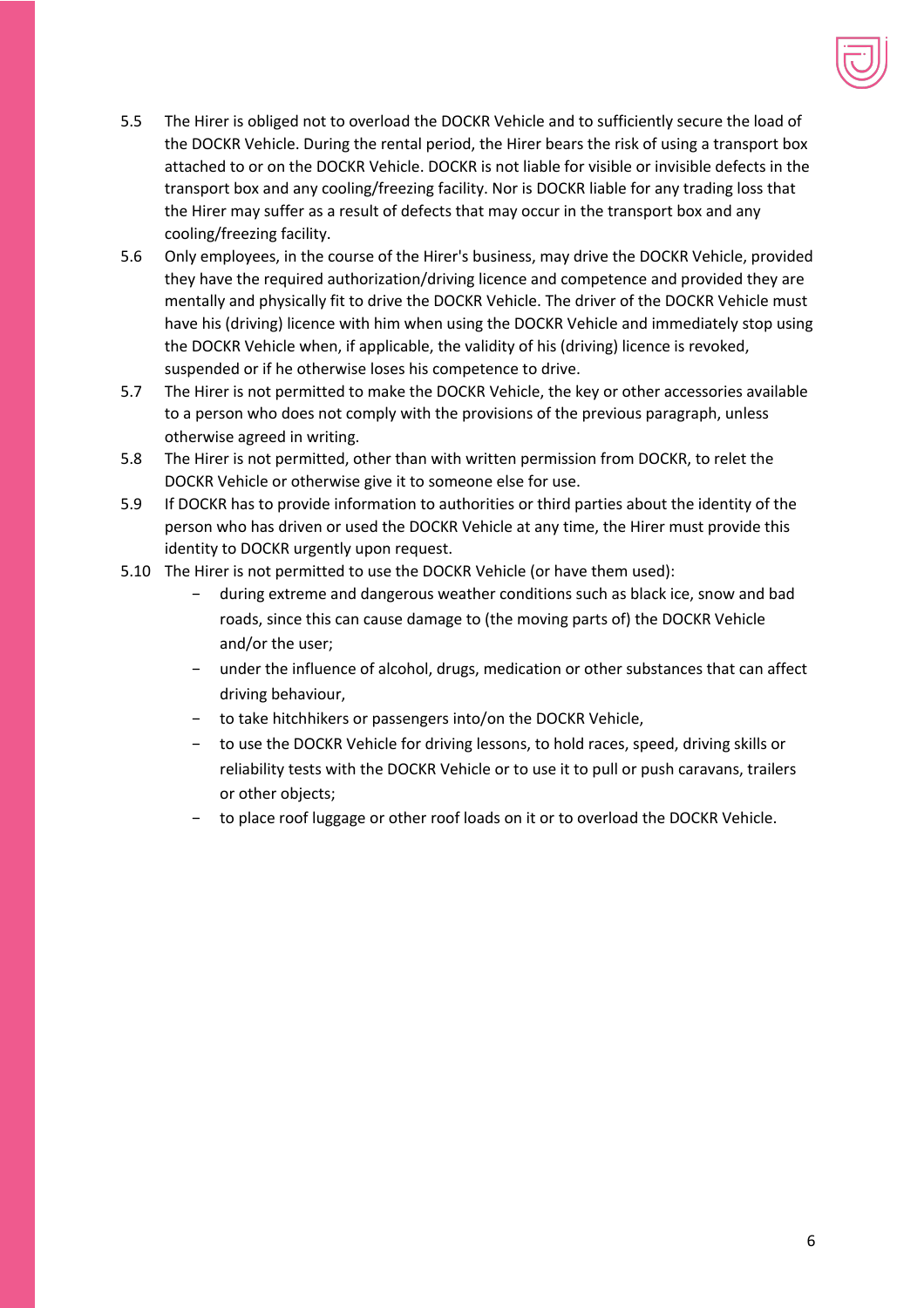5.5 The Hirer is obliged not to overload the DOCKR Vehicle and to sufficiently secure the load of the DOCKR Vehicle. During the rental period, the Hirer bears the risk of using a transport box attached to or on the DOCKR Vehicle. DOCKR is not liable for visible or invisible defects in the transport box and any cooling/freezing facility. Nor is DOCKR liable for any trading loss that the Hirer may suffer as a result of defects that may occur in the transport box and any cooling/freezing facility.

5.6 Only employees, in the course of the Hirer's business, may drive the DOCKR Vehicle, provided they have the required authorization/driving licence and competence and provided they are mentally and physically fit to drive the DOCKR Vehicle. The driver of the DOCKR Vehicle must have his (driving) licence with him when using the DOCKR Vehicle and immediately stop using the DOCKR Vehicle when, if applicable, the validity of his (driving) licence is revoked, suspended or if he otherwise loses his competence to drive.

5.7 The Hirer is not permitted to make the DOCKR Vehicle, the key or other accessories available to a person who does not comply with the provisions of the previous paragraph, unless otherwise agreed in writing.

5.8 The Hirer is not permitted, other than with written permission from DOCKR, to relet the DOCKR Vehicle or otherwise give it to someone else for use.

5.9 If DOCKR has to provide information to authorities or third parties about the identity of the person who has driven or used the DOCKR Vehicle at any time, the Hirer must provide this identity to DOCKR urgently upon request.

5.10 The Hirer is not permitted to use the DOCKR Vehicle (or have them used):

- during extreme and dangerous weather conditions such as black ice, snow and bad roads, since this can cause damage to (the moving parts of) the DOCKR Vehicle and/or the user;
- under the influence of alcohol, drugs, medication or other substances that can affect driving behaviour,
- to take hitchhikers or passengers into/on the DOCKR Vehicle,
- to use the DOCKR Vehicle for driving lessons, to hold races, speed, driving skills or reliability tests with the DOCKR Vehicle or to use it to pull or push caravans, trailers or other objects;
- to place roof luggage or other roof loads on it or to overload the DOCKR Vehicle.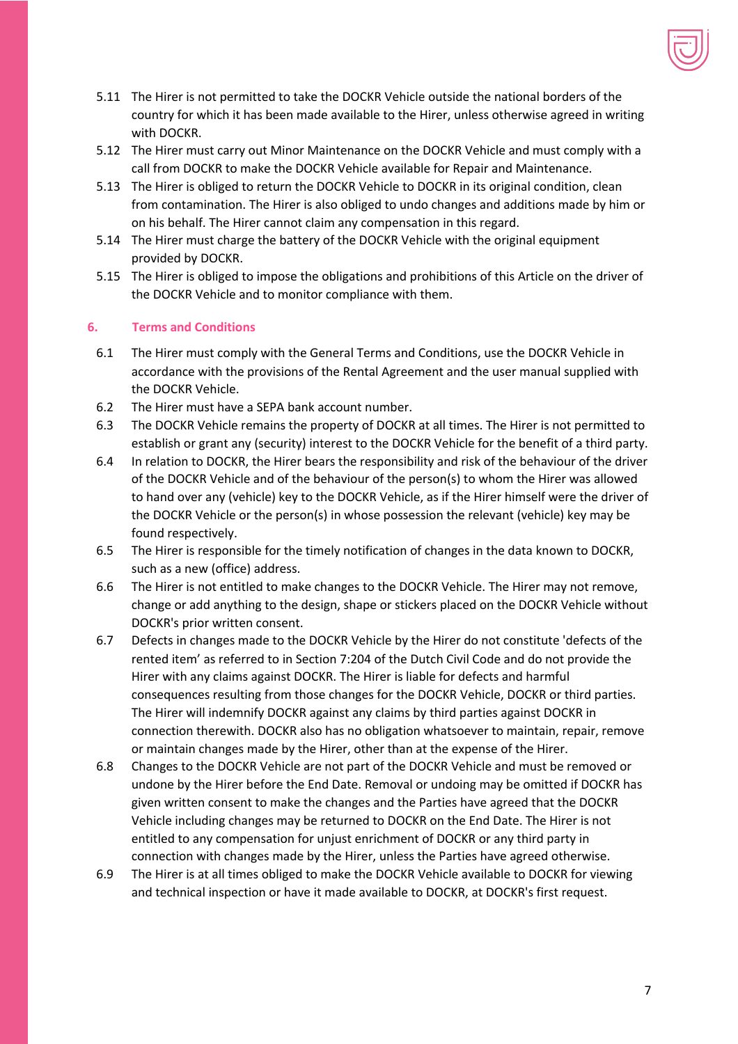5.11 The Hirer is not permitted to take the DOCKR Vehicle outside the national borders of the country for which it has been made available to the Hirer, unless otherwise agreed in writing with DOCKR.

5.12 The Hirer must carry out Minor Maintenance on the DOCKR Vehicle and must comply with a call from DOCKR to make the DOCKR Vehicle available for Repair and Maintenance.

5.13 The Hirer is obliged to return the DOCKR Vehicle to DOCKR in its original condition, clean from contamination. The Hirer is also obliged to undo changes and additions made by him or on his behalf. The Hirer cannot claim any compensation in this regard.

5.14 The Hirer must charge the battery of the DOCKR Vehicle with the original equipment provided by DOCKR.

5.15 The Hirer is obliged to impose the obligations and prohibitions of this Article on the driver of the DOCKR Vehicle and to monitor compliance with them.

## 6. Terms and Conditions

6.1 The Hirer must comply with the General Terms and Conditions, use the DOCKR Vehicle in accordance with the provisions of the Rental Agreement and the user manual supplied with the DOCKR Vehicle.

6.2 The Hirer must have a SEPA bank account number.

6.3 The DOCKR Vehicle remains the property of DOCKR at all times. The Hirer is not permitted to establish or grant any (security) interest to the DOCKR Vehicle for the benefit of a third party.

6.4 In relation to DOCKR, the Hirer bears the responsibility and risk of the behaviour of the driver of the DOCKR Vehicle and of the behaviour of the person(s) to whom the Hirer was allowed to hand over any (vehicle) key to the DOCKR Vehicle, as if the Hirer himself were the driver of the DOCKR Vehicle or the person(s) in whose possession the relevant (vehicle) key may be found respectively.

6.5 The Hirer is responsible for the timely notification of changes in the data known to DOCKR, such as a new (office) address.

6.6 The Hirer is not entitled to make changes to the DOCKR Vehicle. The Hirer may not remove, change or add anything to the design, shape or stickers placed on the DOCKR Vehicle without DOCKR's prior written consent.

6.7 Defects in changes made to the DOCKR Vehicle by the Hirer do not constitute 'defects of the rented item' as referred to in Section 7:204 of the Dutch Civil Code and do not provide the Hirer with any claims against DOCKR. The Hirer is liable for defects and harmful consequences resulting from those changes for the DOCKR Vehicle, DOCKR or third parties. The Hirer will indemnify DOCKR against any claims by third parties against DOCKR in connection therewith. DOCKR also has no obligation whatsoever to maintain, repair, remove or maintain changes made by the Hirer, other than at the expense of the Hirer.

6.8 Changes to the DOCKR Vehicle are not part of the DOCKR Vehicle and must be removed or undone by the Hirer before the End Date. Removal or undoing may be omitted if DOCKR has given written consent to make the changes and the Parties have agreed that the DOCKR Vehicle including changes may be returned to DOCKR on the End Date. The Hirer is not entitled to any compensation for unjust enrichment of DOCKR or any third party in connection with changes made by the Hirer, unless the Parties have agreed otherwise.

6.9 The Hirer is at all times obliged to make the DOCKR Vehicle available to DOCKR for viewing and technical inspection or have it made available to DOCKR, at DOCKR's first request.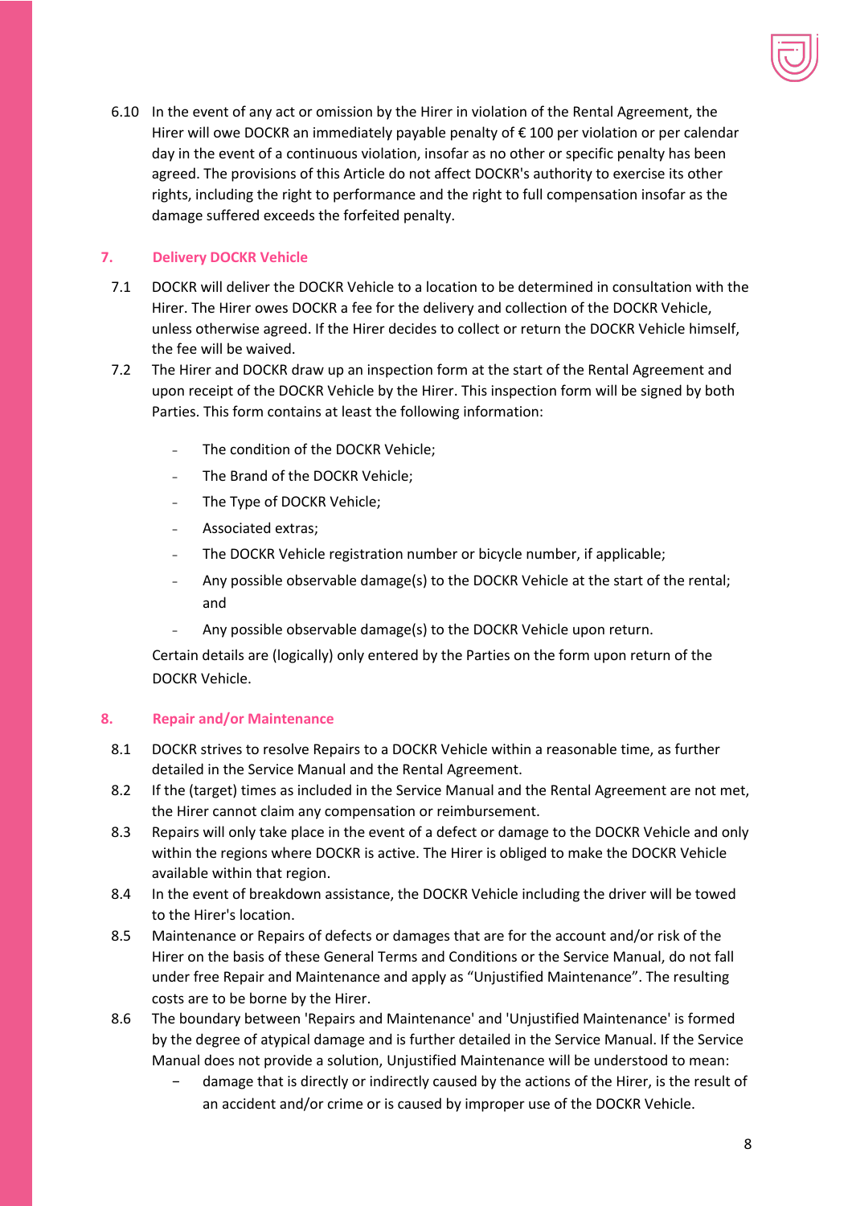6.10 In the event of any act or omission by the Hirer in violation of the Rental Agreement, the Hirer will owe DOCKR an immediately payable penalty of € 100 per violation or per calendar day in the event of a continuous violation, insofar as no other or specific penalty has been agreed. The provisions of this Article do not affect DOCKR's authority to exercise its other rights, including the right to performance and the right to full compensation insofar as the damage suffered exceeds the forfeited penalty.

## 7. Delivery DOCKR Vehicle

7.1 DOCKR will deliver the DOCKR Vehicle to a location to be determined in consultation with the Hirer. The Hirer owes DOCKR a fee for the delivery and collection of the DOCKR Vehicle, unless otherwise agreed. If the Hirer decides to collect or return the DOCKR Vehicle himself, the fee will be waived.

7.2 The Hirer and DOCKR draw up an inspection form at the start of the Rental Agreement and upon receipt of the DOCKR Vehicle by the Hirer. This inspection form will be signed by both Parties. This form contains at least the following information:

- The condition of the DOCKR Vehicle;
- The Brand of the DOCKR Vehicle;
- The Type of DOCKR Vehicle;
- Associated extras;
- The DOCKR Vehicle registration number or bicycle number, if applicable;
- Any possible observable damage(s) to the DOCKR Vehicle at the start of the rental; and
- Any possible observable damage(s) to the DOCKR Vehicle upon return.

Certain details are (logically) only entered by the Parties on the form upon return of the DOCKR Vehicle.

## 8. Repair and/or Maintenance

8.1 DOCKR strives to resolve Repairs to a DOCKR Vehicle within a reasonable time, as further detailed in the Service Manual and the Rental Agreement.

8.2 If the (target) times as included in the Service Manual and the Rental Agreement are not met, the Hirer cannot claim any compensation or reimbursement.

8.3 Repairs will only take place in the event of a defect or damage to the DOCKR Vehicle and only within the regions where DOCKR is active. The Hirer is obliged to make the DOCKR Vehicle available within that region.

8.4 In the event of breakdown assistance, the DOCKR Vehicle including the driver will be towed to the Hirer's location.

8.5 Maintenance or Repairs of defects or damages that are for the account and/or risk of the Hirer on the basis of these General Terms and Conditions or the Service Manual, do not fall under free Repair and Maintenance and apply as "Unjustified Maintenance". The resulting costs are to be borne by the Hirer.

8.6 The boundary between 'Repairs and Maintenance' and 'Unjustified Maintenance' is formed by the degree of atypical damage and is further detailed in the Service Manual. If the Service Manual does not provide a solution, Unjustified Maintenance will be understood to mean:

- damage that is directly or indirectly caused by the actions of the Hirer, is the result of an accident and/or crime or is caused by improper use of the DOCKR Vehicle.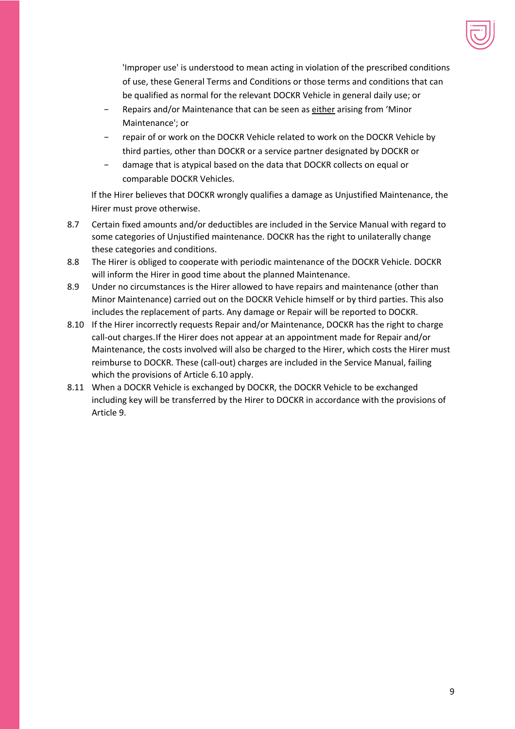'Improper use' is understood to mean acting in violation of the prescribed conditions of use, these General Terms and Conditions or those terms and conditions that can be qualified as normal for the relevant DOCKR Vehicle in general daily use; or

- Repairs and/or Maintenance that can be seen as either arising from 'Minor Maintenance'; or
- repair of or work on the DOCKR Vehicle related to work on the DOCKR Vehicle by third parties, other than DOCKR or a service partner designated by DOCKR or
- damage that is atypical based on the data that DOCKR collects on equal or comparable DOCKR Vehicles.

If the Hirer believes that DOCKR wrongly qualifies a damage as Unjustified Maintenance, the Hirer must prove otherwise.

8.7 Certain fixed amounts and/or deductibles are included in the Service Manual with regard to some categories of Unjustified maintenance. DOCKR has the right to unilaterally change these categories and conditions.

8.8 The Hirer is obliged to cooperate with periodic maintenance of the DOCKR Vehicle. DOCKR will inform the Hirer in good time about the planned Maintenance.

8.9 Under no circumstances is the Hirer allowed to have repairs and maintenance (other than Minor Maintenance) carried out on the DOCKR Vehicle himself or by third parties. This also includes the replacement of parts. Any damage or Repair will be reported to DOCKR.

8.10 If the Hirer incorrectly requests Repair and/or Maintenance, DOCKR has the right to charge call-out charges. If the Hirer does not appear at an appointment made for Repair and/or Maintenance, the costs involved will also be charged to the Hirer, which costs the Hirer must reimburse to DOCKR. These (call-out) charges are included in the Service Manual, failing which the provisions of Article 6.10 apply.

8.11 When a DOCKR Vehicle is exchanged by DOCKR, the DOCKR Vehicle to be exchanged including key will be transferred by the Hirer to DOCKR in accordance with the provisions of Article 9.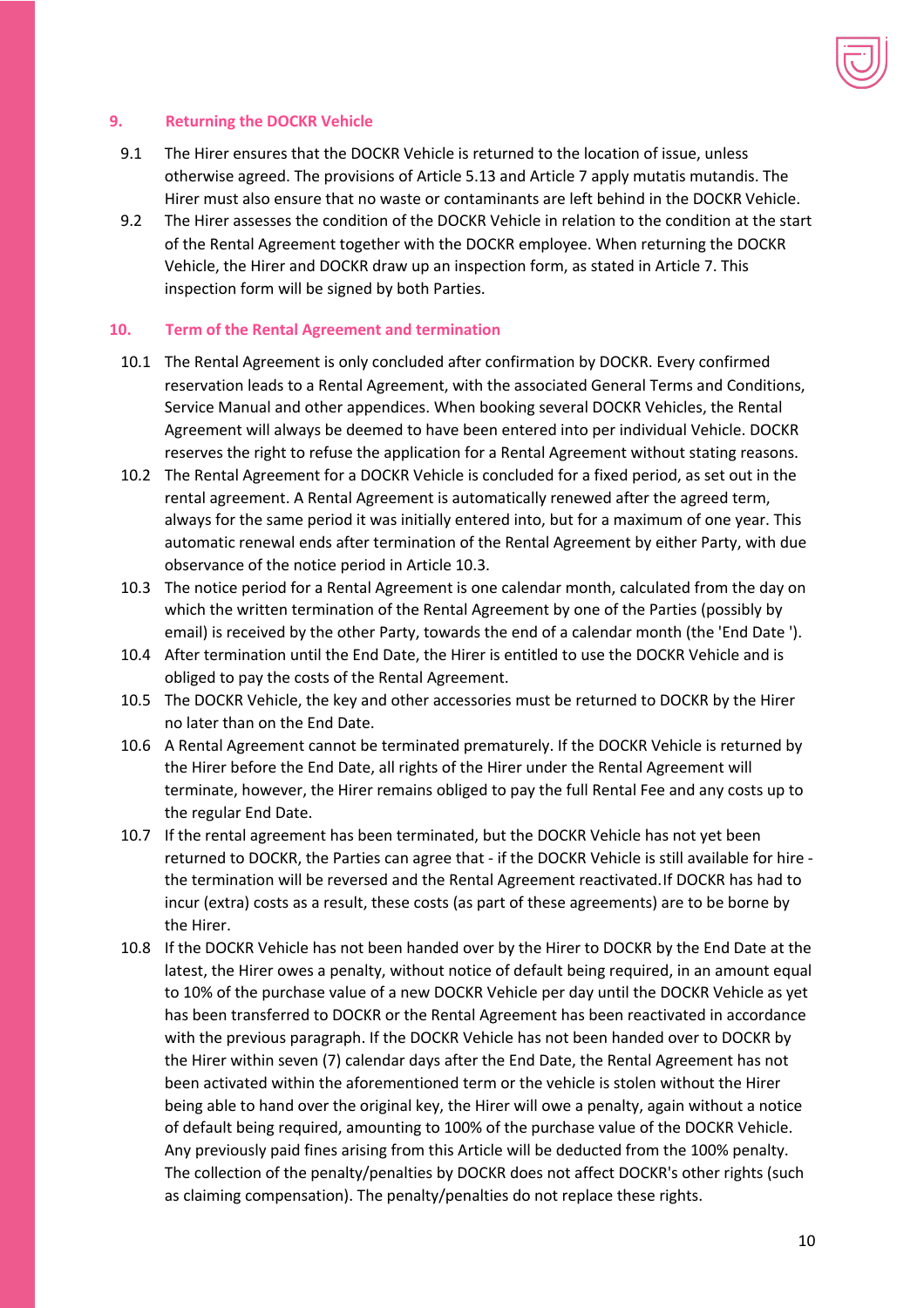## 9. Returning the DOCKR Vehicle

9.1 The Hirer ensures that the DOCKR Vehicle is returned to the location of issue, unless otherwise agreed. The provisions of Article 5.13 and Article 7 apply mutatis mutandis. The Hirer must also ensure that no waste or contaminants are left behind in the DOCKR Vehicle.

9.2 The Hirer assesses the condition of the DOCKR Vehicle in relation to the condition at the start of the Rental Agreement together with the DOCKR employee. When returning the DOCKR Vehicle, the Hirer and DOCKR draw up an inspection form, as stated in Article 7. This inspection form will be signed by both Parties.

## 10. Term of the Rental Agreement and termination

10.1 The Rental Agreement is only concluded after confirmation by DOCKR. Every confirmed reservation leads to a Rental Agreement, with the associated General Terms and Conditions, Service Manual and other appendices. When booking several DOCKR Vehicles, the Rental Agreement will always be deemed to have been entered into per individual Vehicle. DOCKR reserves the right to refuse the application for a Rental Agreement without stating reasons.

10.2 The Rental Agreement for a DOCKR Vehicle is concluded for a fixed period, as set out in the rental agreement. A Rental Agreement is automatically renewed after the agreed term, always for the same period it was initially entered into, but for a maximum of one year. This automatic renewal ends after termination of the Rental Agreement by either Party, with due observance of the notice period in Article 10.3.

10.3 The notice period for a Rental Agreement is one calendar month, calculated from the day on which the written termination of the Rental Agreement by one of the Parties (possibly by email) is received by the other Party, towards the end of a calendar month (the 'End Date ').

10.4 After termination until the End Date, the Hirer is entitled to use the DOCKR Vehicle and is obliged to pay the costs of the Rental Agreement.

10.5 The DOCKR Vehicle, the key and other accessories must be returned to DOCKR by the Hirer no later than on the End Date.

10.6 A Rental Agreement cannot be terminated prematurely. If the DOCKR Vehicle is returned by the Hirer before the End Date, all rights of the Hirer under the Rental Agreement will terminate, however, the Hirer remains obliged to pay the full Rental Fee and any costs up to the regular End Date.

10.7 If the rental agreement has been terminated, but the DOCKR Vehicle has not yet been returned to DOCKR, the Parties can agree that - if the DOCKR Vehicle is still available for hire - the termination will be reversed and the Rental Agreement reactivated.If DOCKR has had to incur (extra) costs as a result, these costs (as part of these agreements) are to be borne by the Hirer.

10.8 If the DOCKR Vehicle has not been handed over by the Hirer to DOCKR by the End Date at the latest, the Hirer owes a penalty, without notice of default being required, in an amount equal to 10% of the purchase value of a new DOCKR Vehicle per day until the DOCKR Vehicle as yet has been transferred to DOCKR or the Rental Agreement has been reactivated in accordance with the previous paragraph. If the DOCKR Vehicle has not been handed over to DOCKR by the Hirer within seven (7) calendar days after the End Date, the Rental Agreement has not been activated within the aforementioned term or the vehicle is stolen without the Hirer being able to hand over the original key, the Hirer will owe a penalty, again without a notice of default being required, amounting to 100% of the purchase value of the DOCKR Vehicle. Any previously paid fines arising from this Article will be deducted from the 100% penalty. The collection of the penalty/penalties by DOCKR does not affect DOCKR's other rights (such as claiming compensation). The penalty/penalties do not replace these rights.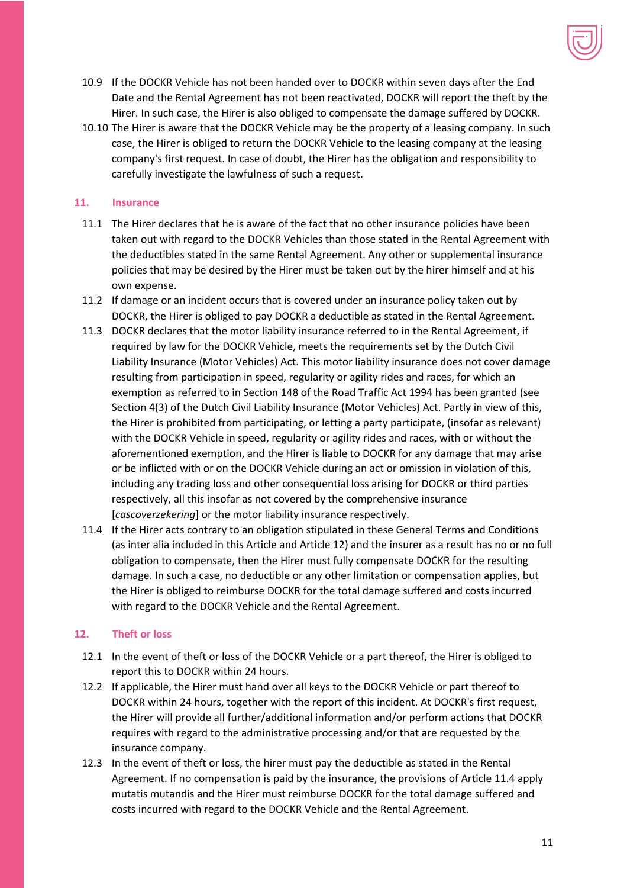10.9 If the DOCKR Vehicle has not been handed over to DOCKR within seven days after the End Date and the Rental Agreement has not been reactivated, DOCKR will report the theft by the Hirer. In such case, the Hirer is also obliged to compensate the damage suffered by DOCKR.

10.10 The Hirer is aware that the DOCKR Vehicle may be the property of a leasing company. In such case, the Hirer is obliged to return the DOCKR Vehicle to the leasing company at the leasing company's first request. In case of doubt, the Hirer has the obligation and responsibility to carefully investigate the lawfulness of such a request.

## 11. Insurance

11.1 The Hirer declares that he is aware of the fact that no other insurance policies have been taken out with regard to the DOCKR Vehicles than those stated in the Rental Agreement with the deductibles stated in the same Rental Agreement. Any other or supplemental insurance policies that may be desired by the Hirer must be taken out by the hirer himself and at his own expense.

11.2 If damage or an incident occurs that is covered under an insurance policy taken out by DOCKR, the Hirer is obliged to pay DOCKR a deductible as stated in the Rental Agreement.

11.3 DOCKR declares that the motor liability insurance referred to in the Rental Agreement, if required by law for the DOCKR Vehicle, meets the requirements set by the Dutch Civil Liability Insurance (Motor Vehicles) Act. This motor liability insurance does not cover damage resulting from participation in speed, regularity or agility rides and races, for which an exemption as referred to in Section 148 of the Road Traffic Act 1994 has been granted (see Section 4(3) of the Dutch Civil Liability Insurance (Motor Vehicles) Act. Partly in view of this, the Hirer is prohibited from participating, or letting a party participate, (insofar as relevant) with the DOCKR Vehicle in speed, regularity or agility rides and races, with or without the aforementioned exemption, and the Hirer is liable to DOCKR for any damage that may arise or be inflicted with or on the DOCKR Vehicle during an act or omission in violation of this, including any trading loss and other consequential loss arising for DOCKR or third parties respectively, all this insofar as not covered by the comprehensive insurance [*cascoverzekering*] or the motor liability insurance respectively.

11.4 If the Hirer acts contrary to an obligation stipulated in these General Terms and Conditions (as inter alia included in this Article and Article 12) and the insurer as a result has no or no full obligation to compensate, then the Hirer must fully compensate DOCKR for the resulting damage. In such a case, no deductible or any other limitation or compensation applies, but the Hirer is obliged to reimburse DOCKR for the total damage suffered and costs incurred with regard to the DOCKR Vehicle and the Rental Agreement.

## 12. Theft or loss

12.1 In the event of theft or loss of the DOCKR Vehicle or a part thereof, the Hirer is obliged to report this to DOCKR within 24 hours.

12.2 If applicable, the Hirer must hand over all keys to the DOCKR Vehicle or part thereof to DOCKR within 24 hours, together with the report of this incident. At DOCKR's first request, the Hirer will provide all further/additional information and/or perform actions that DOCKR requires with regard to the administrative processing and/or that are requested by the insurance company.

12.3 In the event of theft or loss, the hirer must pay the deductible as stated in the Rental Agreement. If no compensation is paid by the insurance, the provisions of Article 11.4 apply mutatis mutandis and the Hirer must reimburse DOCKR for the total damage suffered and costs incurred with regard to the DOCKR Vehicle and the Rental Agreement.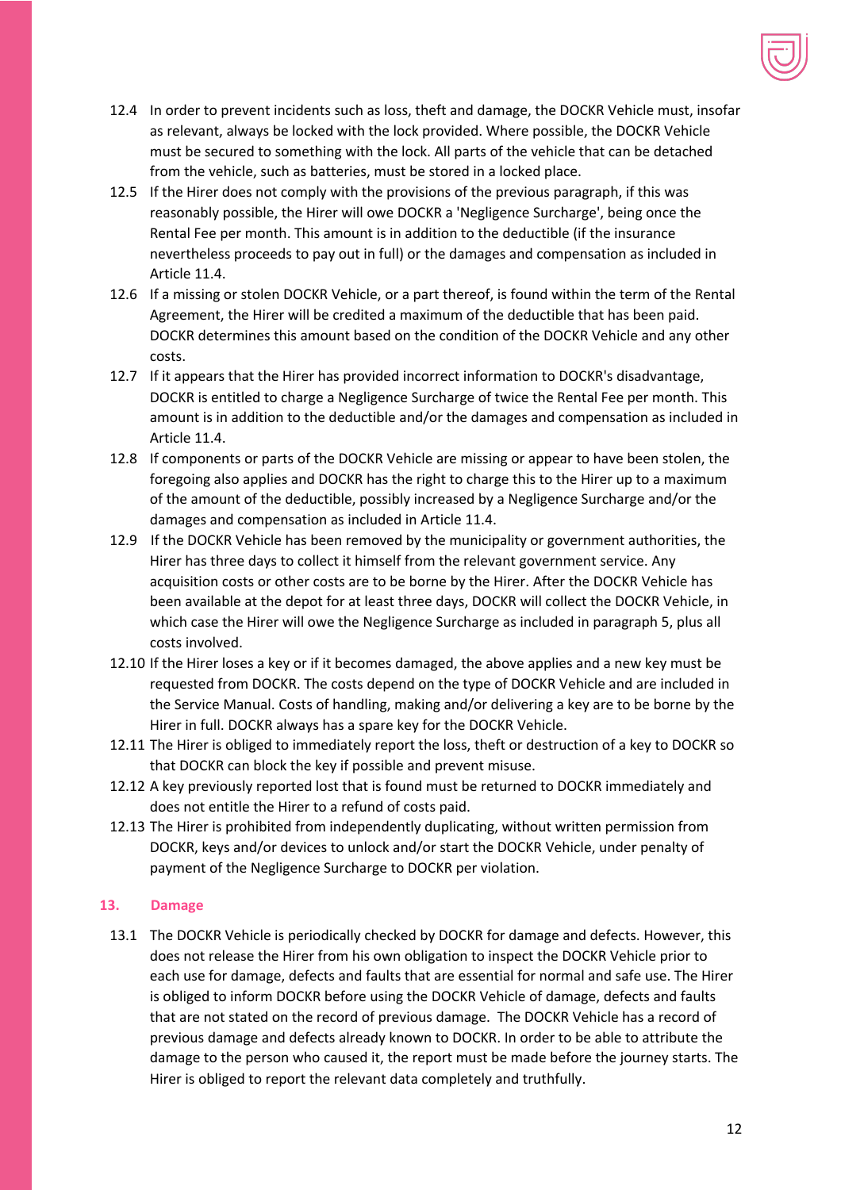12.4 In order to prevent incidents such as loss, theft and damage, the DOCKR Vehicle must, insofar as relevant, always be locked with the lock provided. Where possible, the DOCKR Vehicle must be secured to something with the lock. All parts of the vehicle that can be detached from the vehicle, such as batteries, must be stored in a locked place.

12.5 If the Hirer does not comply with the provisions of the previous paragraph, if this was reasonably possible, the Hirer will owe DOCKR a 'Negligence Surcharge', being once the Rental Fee per month. This amount is in addition to the deductible (if the insurance nevertheless proceeds to pay out in full) or the damages and compensation as included in Article 11.4.

12.6 If a missing or stolen DOCKR Vehicle, or a part thereof, is found within the term of the Rental Agreement, the Hirer will be credited a maximum of the deductible that has been paid. DOCKR determines this amount based on the condition of the DOCKR Vehicle and any other costs.

12.7 If it appears that the Hirer has provided incorrect information to DOCKR's disadvantage, DOCKR is entitled to charge a Negligence Surcharge of twice the Rental Fee per month. This amount is in addition to the deductible and/or the damages and compensation as included in Article 11.4.

12.8 If components or parts of the DOCKR Vehicle are missing or appear to have been stolen, the foregoing also applies and DOCKR has the right to charge this to the Hirer up to a maximum of the amount of the deductible, possibly increased by a Negligence Surcharge and/or the damages and compensation as included in Article 11.4.

12.9 If the DOCKR Vehicle has been removed by the municipality or government authorities, the Hirer has three days to collect it himself from the relevant government service. Any acquisition costs or other costs are to be borne by the Hirer. After the DOCKR Vehicle has been available at the depot for at least three days, DOCKR will collect the DOCKR Vehicle, in which case the Hirer will owe the Negligence Surcharge as included in paragraph 5, plus all costs involved.

12.10 If the Hirer loses a key or if it becomes damaged, the above applies and a new key must be requested from DOCKR. The costs depend on the type of DOCKR Vehicle and are included in the Service Manual. Costs of handling, making and/or delivering a key are to be borne by the Hirer in full. DOCKR always has a spare key for the DOCKR Vehicle.

12.11 The Hirer is obliged to immediately report the loss, theft or destruction of a key to DOCKR so that DOCKR can block the key if possible and prevent misuse.

12.12 A key previously reported lost that is found must be returned to DOCKR immediately and does not entitle the Hirer to a refund of costs paid.

12.13 The Hirer is prohibited from independently duplicating, without written permission from DOCKR, keys and/or devices to unlock and/or start the DOCKR Vehicle, under penalty of payment of the Negligence Surcharge to DOCKR per violation.

## 13. Damage

13.1 The DOCKR Vehicle is periodically checked by DOCKR for damage and defects. However, this does not release the Hirer from his own obligation to inspect the DOCKR Vehicle prior to each use for damage, defects and faults that are essential for normal and safe use. The Hirer is obliged to inform DOCKR before using the DOCKR Vehicle of damage, defects and faults that are not stated on the record of previous damage. The DOCKR Vehicle has a record of previous damage and defects already known to DOCKR. In order to be able to attribute the damage to the person who caused it, the report must be made before the journey starts. The Hirer is obliged to report the relevant data completely and truthfully.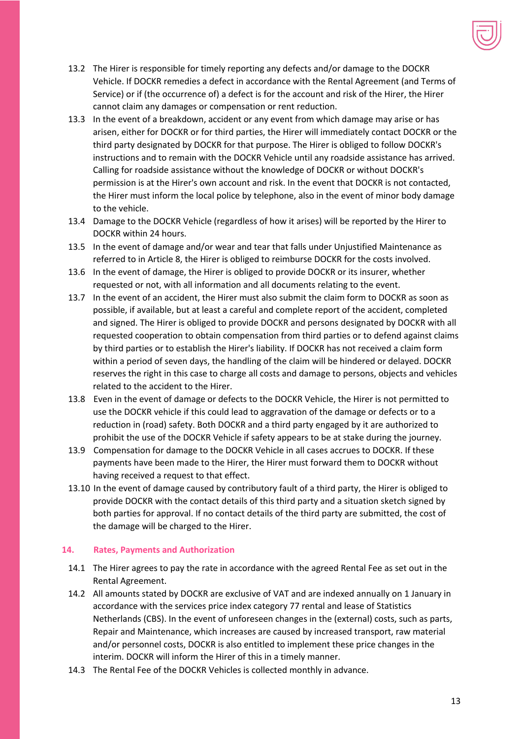13.2 The Hirer is responsible for timely reporting any defects and/or damage to the DOCKR Vehicle. If DOCKR remedies a defect in accordance with the Rental Agreement (and Terms of Service) or if (the occurrence of) a defect is for the account and risk of the Hirer, the Hirer cannot claim any damages or compensation or rent reduction.

13.3 In the event of a breakdown, accident or any event from which damage may arise or has arisen, either for DOCKR or for third parties, the Hirer will immediately contact DOCKR or the third party designated by DOCKR for that purpose. The Hirer is obliged to follow DOCKR's instructions and to remain with the DOCKR Vehicle until any roadside assistance has arrived. Calling for roadside assistance without the knowledge of DOCKR or without DOCKR's permission is at the Hirer's own account and risk. In the event that DOCKR is not contacted, the Hirer must inform the local police by telephone, also in the event of minor body damage to the vehicle.

13.4 Damage to the DOCKR Vehicle (regardless of how it arises) will be reported by the Hirer to DOCKR within 24 hours.

13.5 In the event of damage and/or wear and tear that falls under Unjustified Maintenance as referred to in Article 8, the Hirer is obliged to reimburse DOCKR for the costs involved.

13.6 In the event of damage, the Hirer is obliged to provide DOCKR or its insurer, whether requested or not, with all information and all documents relating to the event.

13.7 In the event of an accident, the Hirer must also submit the claim form to DOCKR as soon as possible, if available, but at least a careful and complete report of the accident, completed and signed. The Hirer is obliged to provide DOCKR and persons designated by DOCKR with all requested cooperation to obtain compensation from third parties or to defend against claims by third parties or to establish the Hirer's liability. If DOCKR has not received a claim form within a period of seven days, the handling of the claim will be hindered or delayed. DOCKR reserves the right in this case to charge all costs and damage to persons, objects and vehicles related to the accident to the Hirer.

13.8 Even in the event of damage or defects to the DOCKR Vehicle, the Hirer is not permitted to use the DOCKR vehicle if this could lead to aggravation of the damage or defects or to a reduction in (road) safety. Both DOCKR and a third party engaged by it are authorized to prohibit the use of the DOCKR Vehicle if safety appears to be at stake during the journey.

13.9 Compensation for damage to the DOCKR Vehicle in all cases accrues to DOCKR. If these payments have been made to the Hirer, the Hirer must forward them to DOCKR without having received a request to that effect.

13.10 In the event of damage caused by contributory fault of a third party, the Hirer is obliged to provide DOCKR with the contact details of this third party and a situation sketch signed by both parties for approval. If no contact details of the third party are submitted, the cost of the damage will be charged to the Hirer.

## 14. Rates, Payments and Authorization

14.1 The Hirer agrees to pay the rate in accordance with the agreed Rental Fee as set out in the Rental Agreement.

14.2 All amounts stated by DOCKR are exclusive of VAT and are indexed annually on 1 January in accordance with the services price index category 77 rental and lease of Statistics Netherlands (CBS). In the event of unforeseen changes in the (external) costs, such as parts, Repair and Maintenance, which increases are caused by increased transport, raw material and/or personnel costs, DOCKR is also entitled to implement these price changes in the interim. DOCKR will inform the Hirer of this in a timely manner.

14.3 The Rental Fee of the DOCKR Vehicles is collected monthly in advance.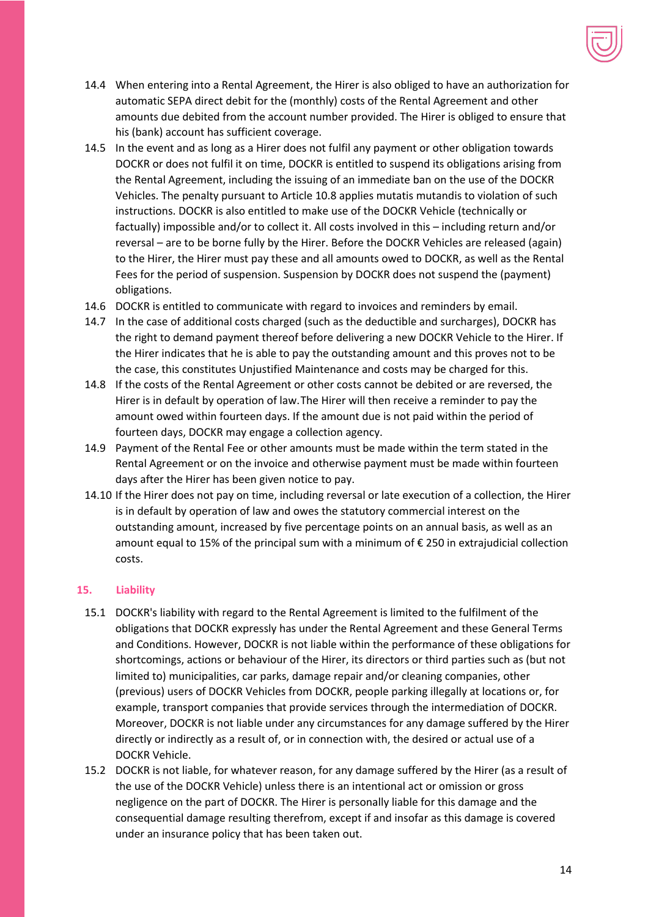14.4 When entering into a Rental Agreement, the Hirer is also obliged to have an authorization for automatic SEPA direct debit for the (monthly) costs of the Rental Agreement and other amounts due debited from the account number provided. The Hirer is obliged to ensure that his (bank) account has sufficient coverage.

14.5 In the event and as long as a Hirer does not fulfil any payment or other obligation towards DOCKR or does not fulfil it on time, DOCKR is entitled to suspend its obligations arising from the Rental Agreement, including the issuing of an immediate ban on the use of the DOCKR Vehicles. The penalty pursuant to Article 10.8 applies mutatis mutandis to violation of such instructions. DOCKR is also entitled to make use of the DOCKR Vehicle (technically or factually) impossible and/or to collect it. All costs involved in this – including return and/or reversal – are to be borne fully by the Hirer. Before the DOCKR Vehicles are released (again) to the Hirer, the Hirer must pay these and all amounts owed to DOCKR, as well as the Rental Fees for the period of suspension. Suspension by DOCKR does not suspend the (payment) obligations.

14.6 DOCKR is entitled to communicate with regard to invoices and reminders by email.

14.7 In the case of additional costs charged (such as the deductible and surcharges), DOCKR has the right to demand payment thereof before delivering a new DOCKR Vehicle to the Hirer. If the Hirer indicates that he is able to pay the outstanding amount and this proves not to be the case, this constitutes Unjustified Maintenance and costs may be charged for this.

14.8 If the costs of the Rental Agreement or other costs cannot be debited or are reversed, the Hirer is in default by operation of law.The Hirer will then receive a reminder to pay the amount owed within fourteen days. If the amount due is not paid within the period of fourteen days, DOCKR may engage a collection agency.

14.9 Payment of the Rental Fee or other amounts must be made within the term stated in the Rental Agreement or on the invoice and otherwise payment must be made within fourteen days after the Hirer has been given notice to pay.

14.10 If the Hirer does not pay on time, including reversal or late execution of a collection, the Hirer is in default by operation of law and owes the statutory commercial interest on the outstanding amount, increased by five percentage points on an annual basis, as well as an amount equal to 15% of the principal sum with a minimum of € 250 in extrajudicial collection costs.

## 15. Liability

15.1 DOCKR's liability with regard to the Rental Agreement is limited to the fulfilment of the obligations that DOCKR expressly has under the Rental Agreement and these General Terms and Conditions. However, DOCKR is not liable within the performance of these obligations for shortcomings, actions or behaviour of the Hirer, its directors or third parties such as (but not limited to) municipalities, car parks, damage repair and/or cleaning companies, other (previous) users of DOCKR Vehicles from DOCKR, people parking illegally at locations or, for example, transport companies that provide services through the intermediation of DOCKR. Moreover, DOCKR is not liable under any circumstances for any damage suffered by the Hirer directly or indirectly as a result of, or in connection with, the desired or actual use of a DOCKR Vehicle.

15.2 DOCKR is not liable, for whatever reason, for any damage suffered by the Hirer (as a result of the use of the DOCKR Vehicle) unless there is an intentional act or omission or gross negligence on the part of DOCKR. The Hirer is personally liable for this damage and the consequential damage resulting therefrom, except if and insofar as this damage is covered under an insurance policy that has been taken out.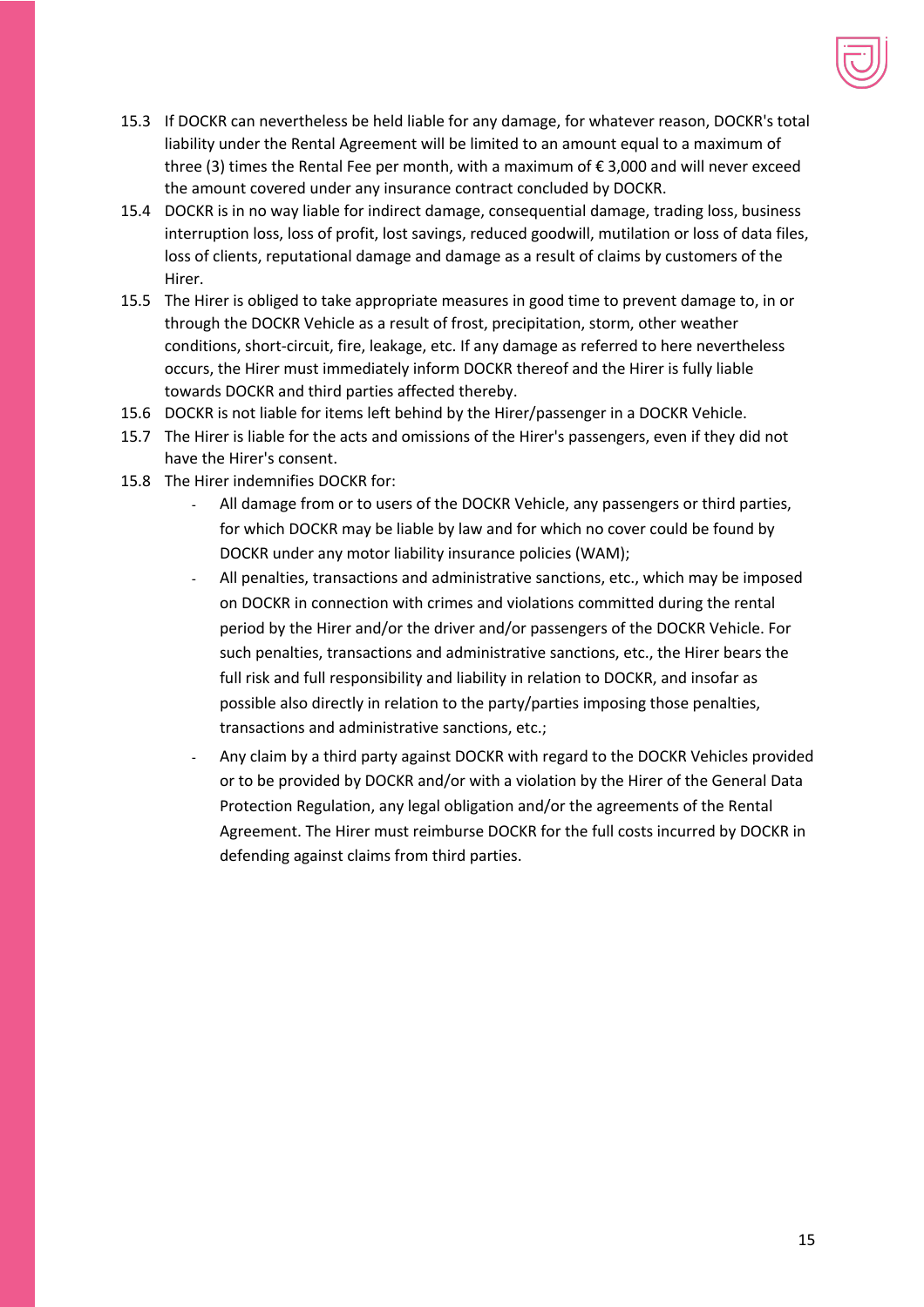15.3 If DOCKR can nevertheless be held liable for any damage, for whatever reason, DOCKR's total liability under the Rental Agreement will be limited to an amount equal to a maximum of three (3) times the Rental Fee per month, with a maximum of € 3,000 and will never exceed the amount covered under any insurance contract concluded by DOCKR.

15.4 DOCKR is in no way liable for indirect damage, consequential damage, trading loss, business interruption loss, loss of profit, lost savings, reduced goodwill, mutilation or loss of data files, loss of clients, reputational damage and damage as a result of claims by customers of the Hirer.

15.5 The Hirer is obliged to take appropriate measures in good time to prevent damage to, in or through the DOCKR Vehicle as a result of frost, precipitation, storm, other weather conditions, short-circuit, fire, leakage, etc. If any damage as referred to here nevertheless occurs, the Hirer must immediately inform DOCKR thereof and the Hirer is fully liable towards DOCKR and third parties affected thereby.

15.6 DOCKR is not liable for items left behind by the Hirer/passenger in a DOCKR Vehicle.

15.7 The Hirer is liable for the acts and omissions of the Hirer's passengers, even if they did not have the Hirer's consent.

15.8 The Hirer indemnifies DOCKR for:

- All damage from or to users of the DOCKR Vehicle, any passengers or third parties, for which DOCKR may be liable by law and for which no cover could be found by DOCKR under any motor liability insurance policies (WAM);
- All penalties, transactions and administrative sanctions, etc., which may be imposed on DOCKR in connection with crimes and violations committed during the rental period by the Hirer and/or the driver and/or passengers of the DOCKR Vehicle. For such penalties, transactions and administrative sanctions, etc., the Hirer bears the full risk and full responsibility and liability in relation to DOCKR, and insofar as possible also directly in relation to the party/parties imposing those penalties, transactions and administrative sanctions, etc.;
- Any claim by a third party against DOCKR with regard to the DOCKR Vehicles provided or to be provided by DOCKR and/or with a violation by the Hirer of the General Data Protection Regulation, any legal obligation and/or the agreements of the Rental Agreement. The Hirer must reimburse DOCKR for the full costs incurred by DOCKR in defending against claims from third parties.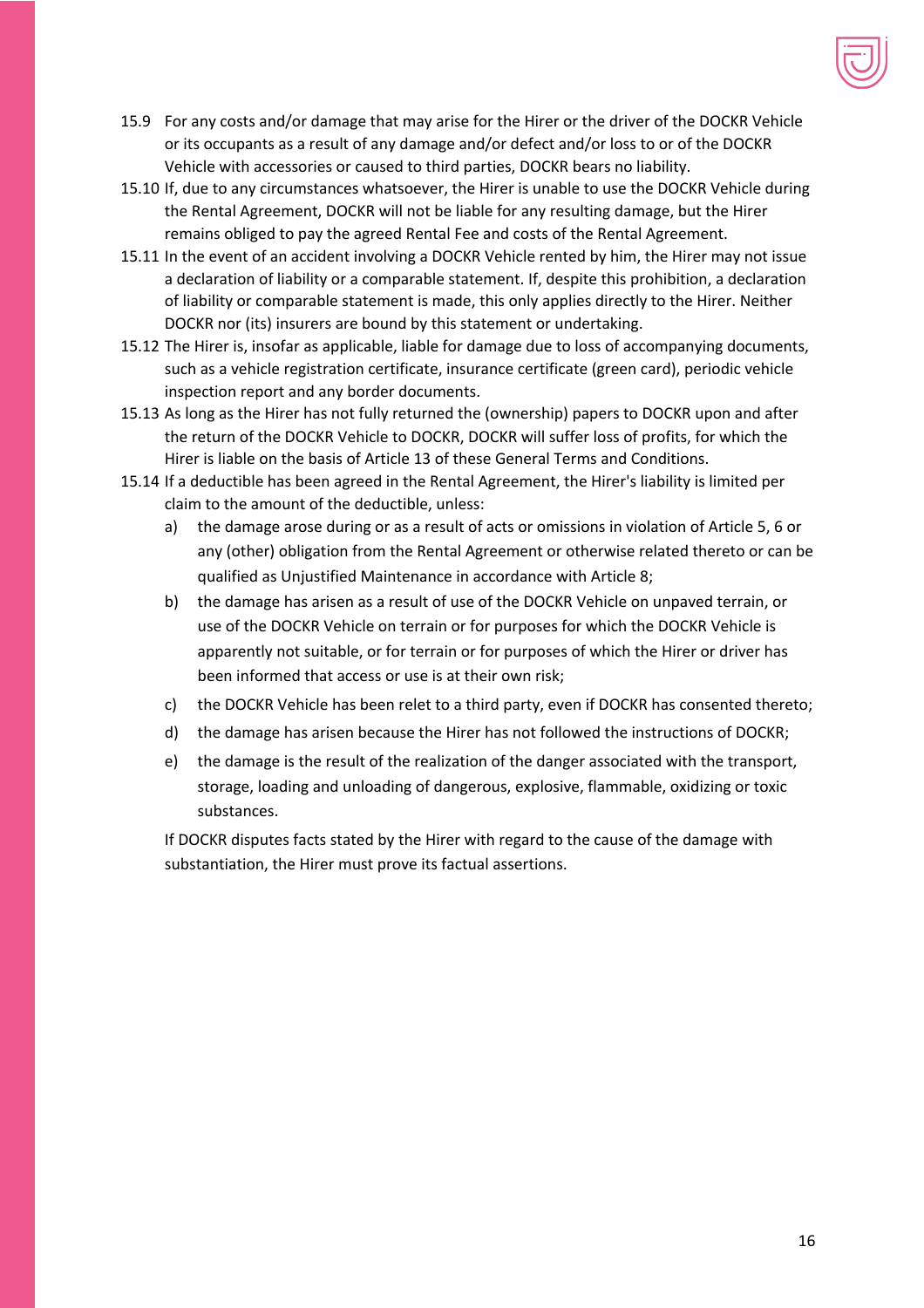15.9 For any costs and/or damage that may arise for the Hirer or the driver of the DOCKR Vehicle or its occupants as a result of any damage and/or defect and/or loss to or of the DOCKR Vehicle with accessories or caused to third parties, DOCKR bears no liability.

15.10 If, due to any circumstances whatsoever, the Hirer is unable to use the DOCKR Vehicle during the Rental Agreement, DOCKR will not be liable for any resulting damage, but the Hirer remains obliged to pay the agreed Rental Fee and costs of the Rental Agreement.

15.11 In the event of an accident involving a DOCKR Vehicle rented by him, the Hirer may not issue a declaration of liability or a comparable statement. If, despite this prohibition, a declaration of liability or comparable statement is made, this only applies directly to the Hirer. Neither DOCKR nor (its) insurers are bound by this statement or undertaking.

15.12 The Hirer is, insofar as applicable, liable for damage due to loss of accompanying documents, such as a vehicle registration certificate, insurance certificate (green card), periodic vehicle inspection report and any border documents.

15.13 As long as the Hirer has not fully returned the (ownership) papers to DOCKR upon and after the return of the DOCKR Vehicle to DOCKR, DOCKR will suffer loss of profits, for which the Hirer is liable on the basis of Article 13 of these General Terms and Conditions.

15.14 If a deductible has been agreed in the Rental Agreement, the Hirer's liability is limited per claim to the amount of the deductible, unless:

a) the damage arose during or as a result of acts or omissions in violation of Article 5, 6 or any (other) obligation from the Rental Agreement or otherwise related thereto or can be qualified as Unjustified Maintenance in accordance with Article 8;

b) the damage has arisen as a result of use of the DOCKR Vehicle on unpaved terrain, or use of the DOCKR Vehicle on terrain or for purposes for which the DOCKR Vehicle is apparently not suitable, or for terrain or for purposes of which the Hirer or driver has been informed that access or use is at their own risk;

c) the DOCKR Vehicle has been relet to a third party, even if DOCKR has consented thereto;

d) the damage has arisen because the Hirer has not followed the instructions of DOCKR;

e) the damage is the result of the realization of the danger associated with the transport, storage, loading and unloading of dangerous, explosive, flammable, oxidizing or toxic substances.

If DOCKR disputes facts stated by the Hirer with regard to the cause of the damage with substantiation, the Hirer must prove its factual assertions.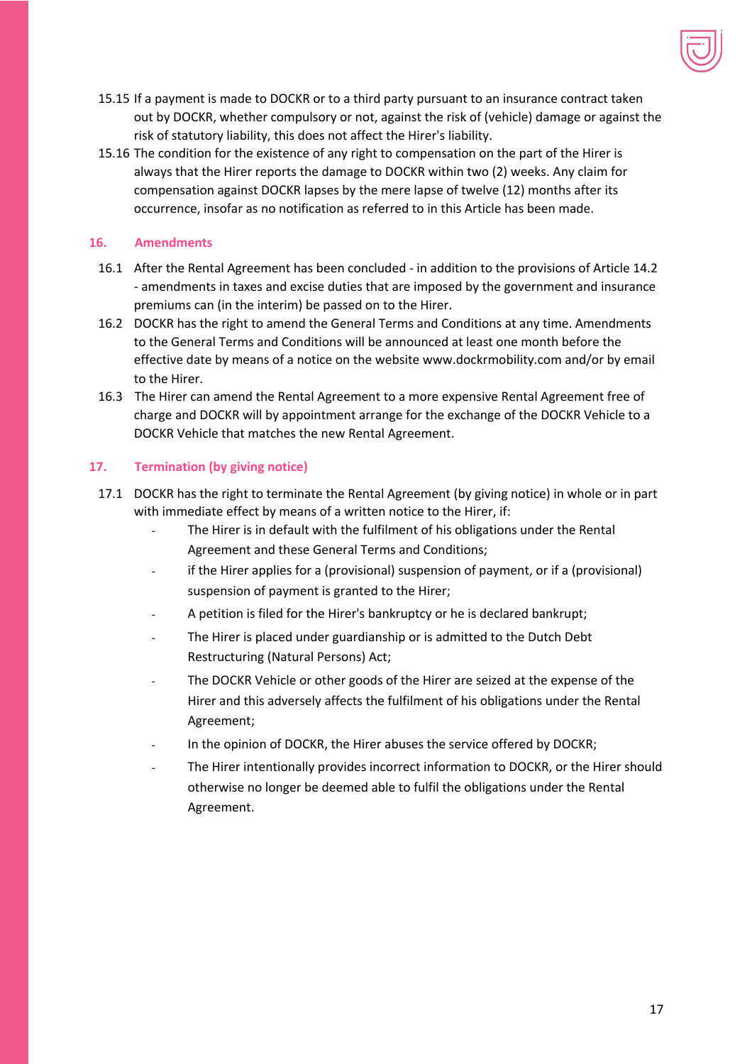15.15 If a payment is made to DOCKR or to a third party pursuant to an insurance contract taken out by DOCKR, whether compulsory or not, against the risk of (vehicle) damage or against the risk of statutory liability, this does not affect the Hirer's liability.

15.16 The condition for the existence of any right to compensation on the part of the Hirer is always that the Hirer reports the damage to DOCKR within two (2) weeks. Any claim for compensation against DOCKR lapses by the mere lapse of twelve (12) months after its occurrence, insofar as no notification as referred to in this Article has been made.

## 16. Amendments

16.1 After the Rental Agreement has been concluded - in addition to the provisions of Article 14.2 - amendments in taxes and excise duties that are imposed by the government and insurance premiums can (in the interim) be passed on to the Hirer.

16.2 DOCKR has the right to amend the General Terms and Conditions at any time. Amendments to the General Terms and Conditions will be announced at least one month before the effective date by means of a notice on the website www.dockrmobility.com and/or by email to the Hirer.

16.3 The Hirer can amend the Rental Agreement to a more expensive Rental Agreement free of charge and DOCKR will by appointment arrange for the exchange of the DOCKR Vehicle to a DOCKR Vehicle that matches the new Rental Agreement.

## 17. Termination (by giving notice)

17.1 DOCKR has the right to terminate the Rental Agreement (by giving notice) in whole or in part with immediate effect by means of a written notice to the Hirer, if:

- The Hirer is in default with the fulfilment of his obligations under the Rental Agreement and these General Terms and Conditions;
- if the Hirer applies for a (provisional) suspension of payment, or if a (provisional) suspension of payment is granted to the Hirer;
- A petition is filed for the Hirer's bankruptcy or he is declared bankrupt;
- The Hirer is placed under guardianship or is admitted to the Dutch Debt Restructuring (Natural Persons) Act;
- The DOCKR Vehicle or other goods of the Hirer are seized at the expense of the Hirer and this adversely affects the fulfilment of his obligations under the Rental Agreement;
- In the opinion of DOCKR, the Hirer abuses the service offered by DOCKR;
- The Hirer intentionally provides incorrect information to DOCKR, or the Hirer should otherwise no longer be deemed able to fulfil the obligations under the Rental Agreement.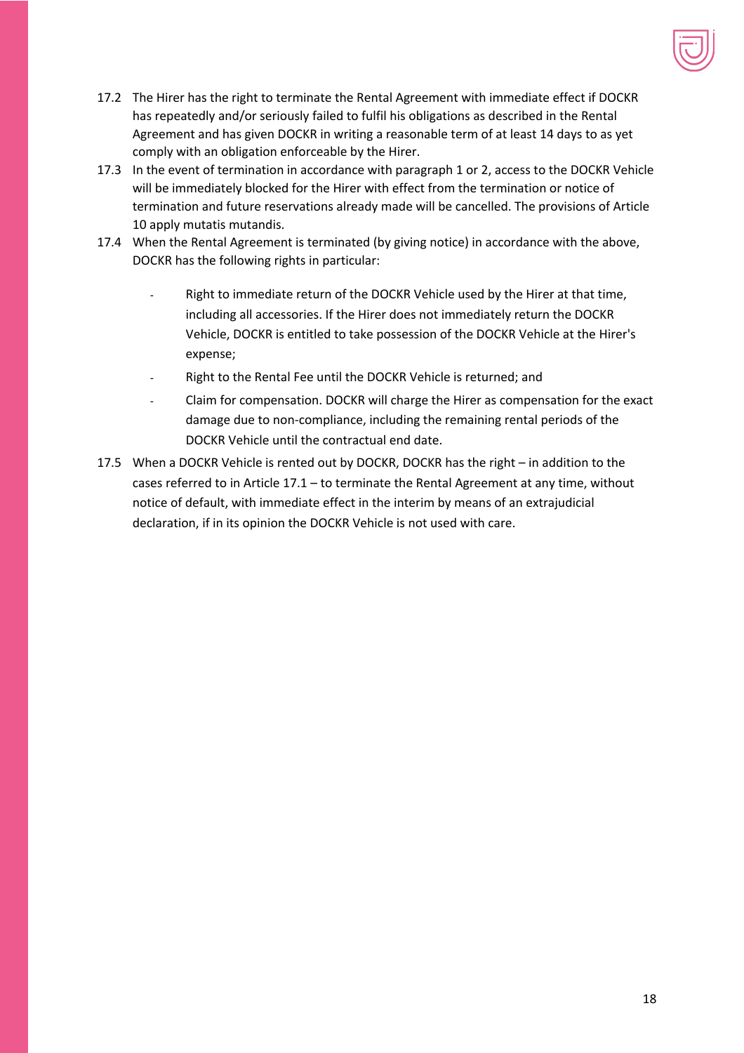17.2 The Hirer has the right to terminate the Rental Agreement with immediate effect if DOCKR has repeatedly and/or seriously failed to fulfil his obligations as described in the Rental Agreement and has given DOCKR in writing a reasonable term of at least 14 days to as yet comply with an obligation enforceable by the Hirer.

17.3 In the event of termination in accordance with paragraph 1 or 2, access to the DOCKR Vehicle will be immediately blocked for the Hirer with effect from the termination or notice of termination and future reservations already made will be cancelled. The provisions of Article 10 apply mutatis mutandis.

17.4 When the Rental Agreement is terminated (by giving notice) in accordance with the above, DOCKR has the following rights in particular:

- Right to immediate return of the DOCKR Vehicle used by the Hirer at that time, including all accessories. If the Hirer does not immediately return the DOCKR Vehicle, DOCKR is entitled to take possession of the DOCKR Vehicle at the Hirer's expense;
- Right to the Rental Fee until the DOCKR Vehicle is returned; and
- Claim for compensation. DOCKR will charge the Hirer as compensation for the exact damage due to non-compliance, including the remaining rental periods of the DOCKR Vehicle until the contractual end date.

17.5 When a DOCKR Vehicle is rented out by DOCKR, DOCKR has the right – in addition to the cases referred to in Article 17.1 – to terminate the Rental Agreement at any time, without notice of default, with immediate effect in the interim by means of an extrajudicial declaration, if in its opinion the DOCKR Vehicle is not used with care.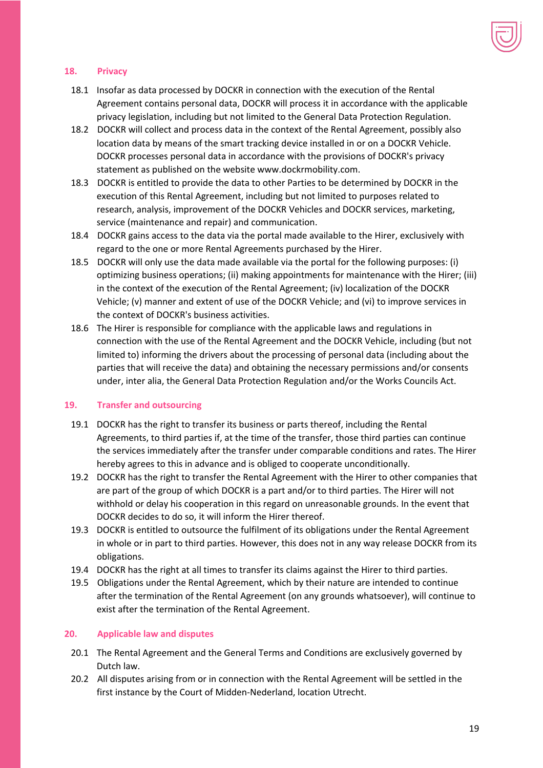## 18. Privacy

18.1 Insofar as data processed by DOCKR in connection with the execution of the Rental Agreement contains personal data, DOCKR will process it in accordance with the applicable privacy legislation, including but not limited to the General Data Protection Regulation.

18.2 DOCKR will collect and process data in the context of the Rental Agreement, possibly also location data by means of the smart tracking device installed in or on a DOCKR Vehicle. DOCKR processes personal data in accordance with the provisions of DOCKR's privacy statement as published on the website www.dockrmobility.com.

18.3 DOCKR is entitled to provide the data to other Parties to be determined by DOCKR in the execution of this Rental Agreement, including but not limited to purposes related to research, analysis, improvement of the DOCKR Vehicles and DOCKR services, marketing, service (maintenance and repair) and communication.

18.4 DOCKR gains access to the data via the portal made available to the Hirer, exclusively with regard to the one or more Rental Agreements purchased by the Hirer.

18.5 DOCKR will only use the data made available via the portal for the following purposes: (i) optimizing business operations; (ii) making appointments for maintenance with the Hirer; (iii) in the context of the execution of the Rental Agreement; (iv) localization of the DOCKR Vehicle; (v) manner and extent of use of the DOCKR Vehicle; and (vi) to improve services in the context of DOCKR's business activities.

18.6 The Hirer is responsible for compliance with the applicable laws and regulations in connection with the use of the Rental Agreement and the DOCKR Vehicle, including (but not limited to) informing the drivers about the processing of personal data (including about the parties that will receive the data) and obtaining the necessary permissions and/or consents under, inter alia, the General Data Protection Regulation and/or the Works Councils Act.

## 19. Transfer and outsourcing

19.1 DOCKR has the right to transfer its business or parts thereof, including the Rental Agreements, to third parties if, at the time of the transfer, those third parties can continue the services immediately after the transfer under comparable conditions and rates. The Hirer hereby agrees to this in advance and is obliged to cooperate unconditionally.

19.2 DOCKR has the right to transfer the Rental Agreement with the Hirer to other companies that are part of the group of which DOCKR is a part and/or to third parties. The Hirer will not withhold or delay his cooperation in this regard on unreasonable grounds. In the event that DOCKR decides to do so, it will inform the Hirer thereof.

19.3 DOCKR is entitled to outsource the fulfilment of its obligations under the Rental Agreement in whole or in part to third parties. However, this does not in any way release DOCKR from its obligations.

19.4 DOCKR has the right at all times to transfer its claims against the Hirer to third parties.

19.5 Obligations under the Rental Agreement, which by their nature are intended to continue after the termination of the Rental Agreement (on any grounds whatsoever), will continue to exist after the termination of the Rental Agreement.

## 20. Applicable law and disputes

20.1 The Rental Agreement and the General Terms and Conditions are exclusively governed by Dutch law.

20.2 All disputes arising from or in connection with the Rental Agreement will be settled in the first instance by the Court of Midden-Nederland, location Utrecht.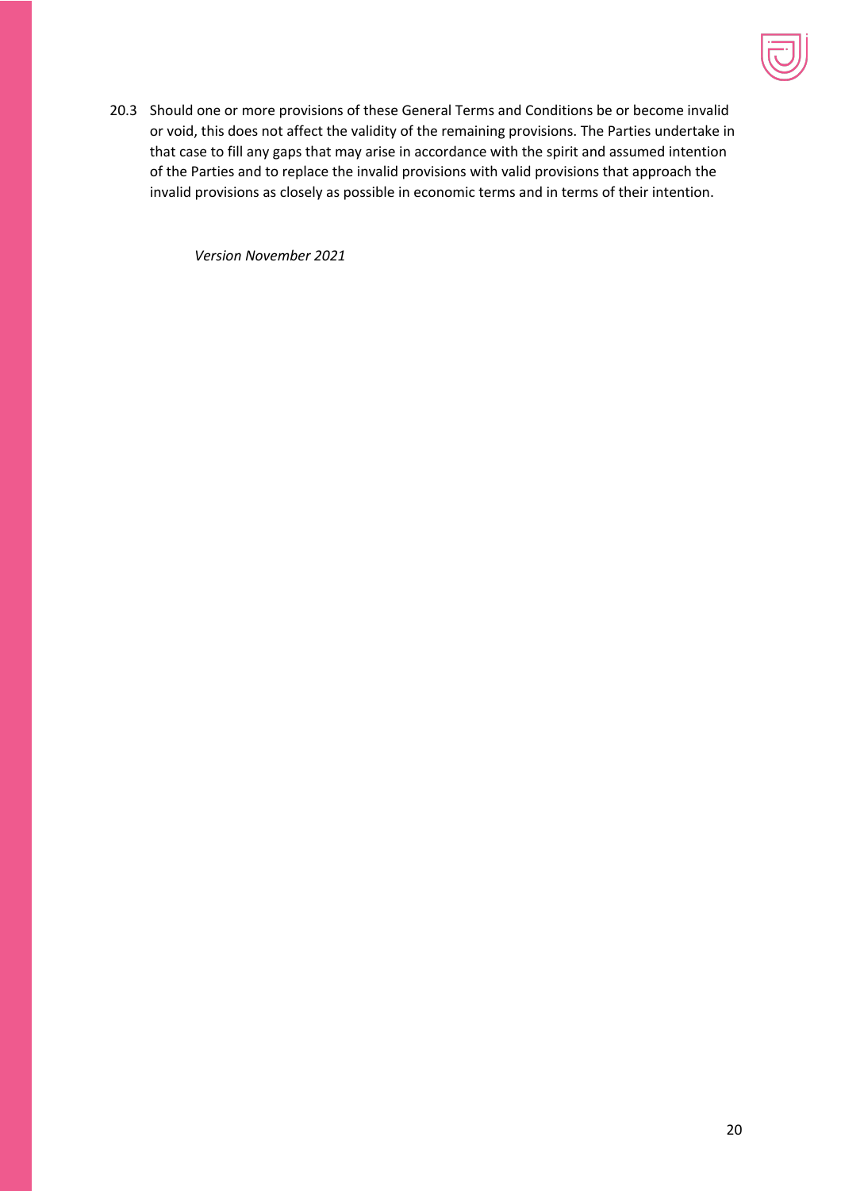20.3 Should one or more provisions of these General Terms and Conditions be or become invalid or void, this does not affect the validity of the remaining provisions. The Parties undertake in that case to fill any gaps that may arise in accordance with the spirit and assumed intention of the Parties and to replace the invalid provisions with valid provisions that approach the invalid provisions as closely as possible in economic terms and in terms of their intention.

*Version November 2021*